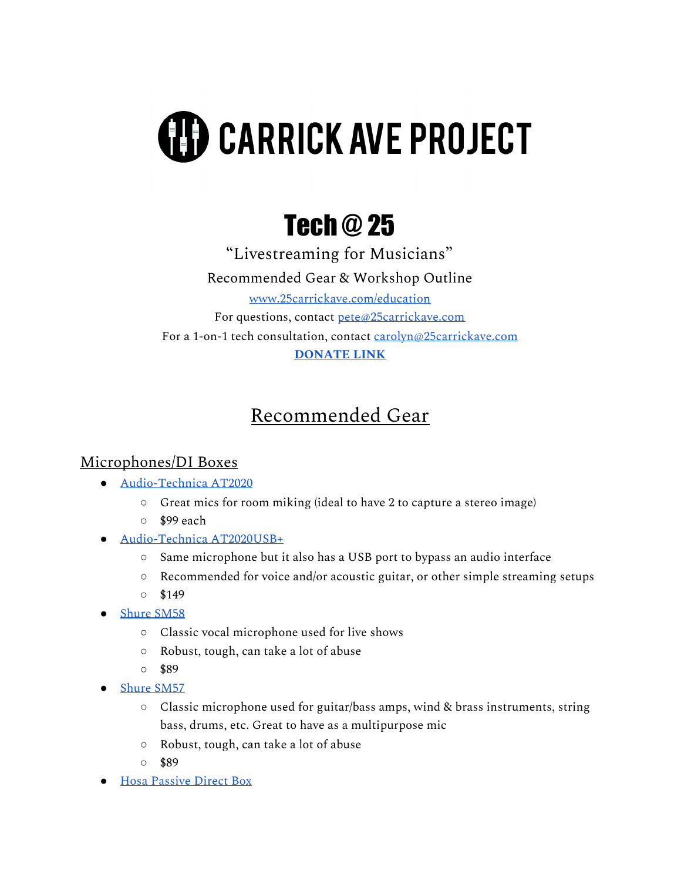# CARRICK AVE PROJECT

## Tech @ 25

"Livestreaming for Musicians"

Recommended Gear & Workshop Outline

[www.25carrickave.com/education](http://www.25carrickave.com/education)

For questions, contact [pete@25carrickave.com](mailto:pete@25carrickave.com)

For a 1-on-1 tech consultation, contact [carolyn@25carrickave.com](mailto:carolyn@25carrickave.com)

**[DONATE LINK]()**

## Recommended Gear

### Microphones/DI Boxes

- [Audio-Technica AT2020]()
  - Great mics for room miking (ideal to have 2 to capture a stereo image)
  - $99 each
- [Audio-Technica AT2020USB+]()
  - Same microphone but it also has a USB port to bypass an audio interface
  - Recommended for voice and/or acoustic guitar, or other simple streaming setups
  - $149
- [Shure SM58]()
  - Classic vocal microphone used for live shows
  - Robust, tough, can take a lot of abuse
  - $89
- [Shure SM57]()
  - Classic microphone used for guitar/bass amps, wind & brass instruments, string bass, drums, etc. Great to have as a multipurpose mic
  - Robust, tough, can take a lot of abuse
  - $89
- [Hosa Passive Direct Box]()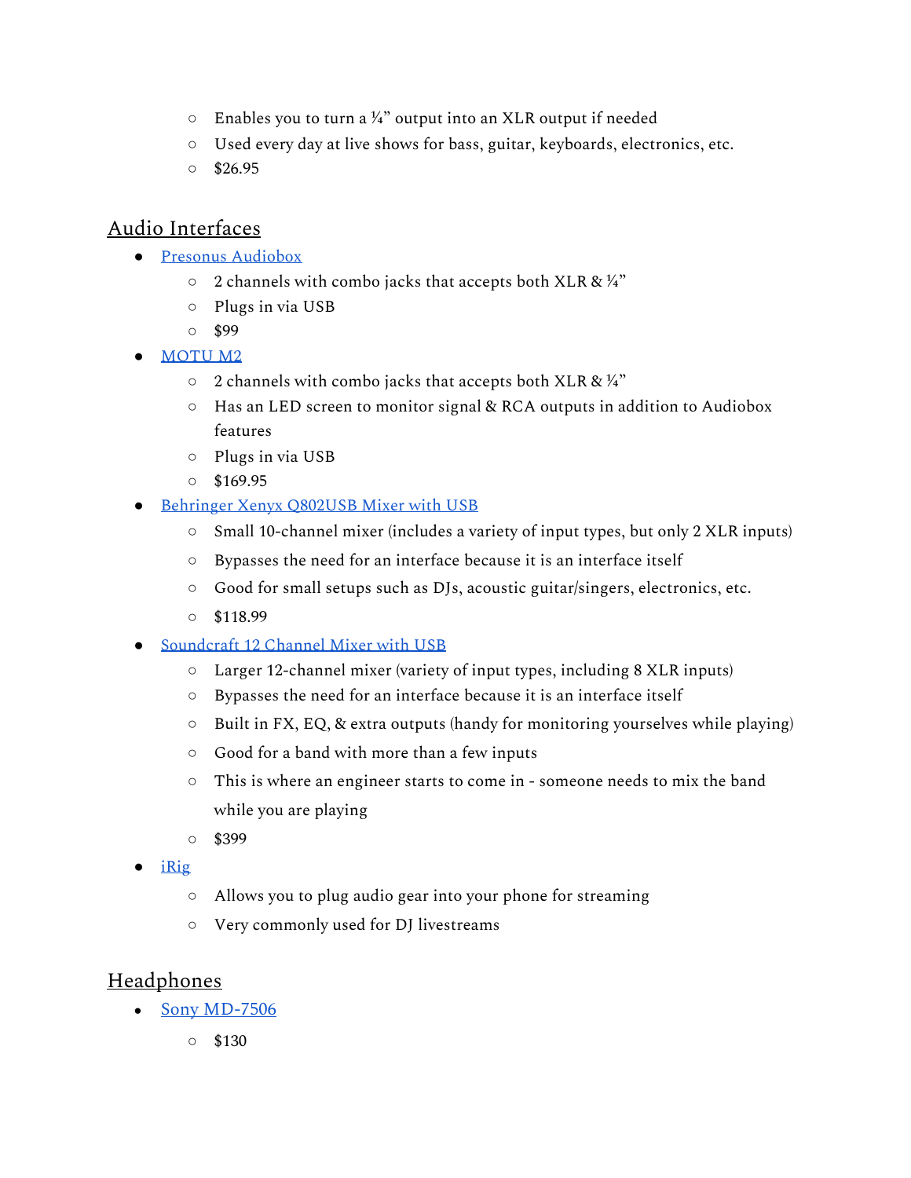- Enables you to turn a ¼" output into an XLR output if needed
    - Used every day at live shows for bass, guitar, keyboards, electronics, etc.
    - $26.95

## Audio Interfaces

- [Presonus Audiobox]()
    - 2 channels with combo jacks that accepts both XLR & ¼"
    - Plugs in via USB
    - $99
- [MOTU M2]()
    - 2 channels with combo jacks that accepts both XLR & ¼"
    - Has an LED screen to monitor signal & RCA outputs in addition to Audiobox features
    - Plugs in via USB
    - $169.95
- [Behringer Xenyx Q802USB Mixer with USB]()
    - Small 10-channel mixer (includes a variety of input types, but only 2 XLR inputs)
    - Bypasses the need for an interface because it is an interface itself
    - Good for small setups such as DJs, acoustic guitar/singers, electronics, etc.
    - $118.99
- [Soundcraft 12 Channel Mixer with USB]()
    - Larger 12-channel mixer (variety of input types, including 8 XLR inputs)
    - Bypasses the need for an interface because it is an interface itself
    - Built in FX, EQ, & extra outputs (handy for monitoring yourselves while playing)
    - Good for a band with more than a few inputs
    - This is where an engineer starts to come in - someone needs to mix the band while you are playing
    - $399
- [iRig]()
    - Allows you to plug audio gear into your phone for streaming
    - Very commonly used for DJ livestreams

## Headphones

- [Sony MD-7506]()
    - $130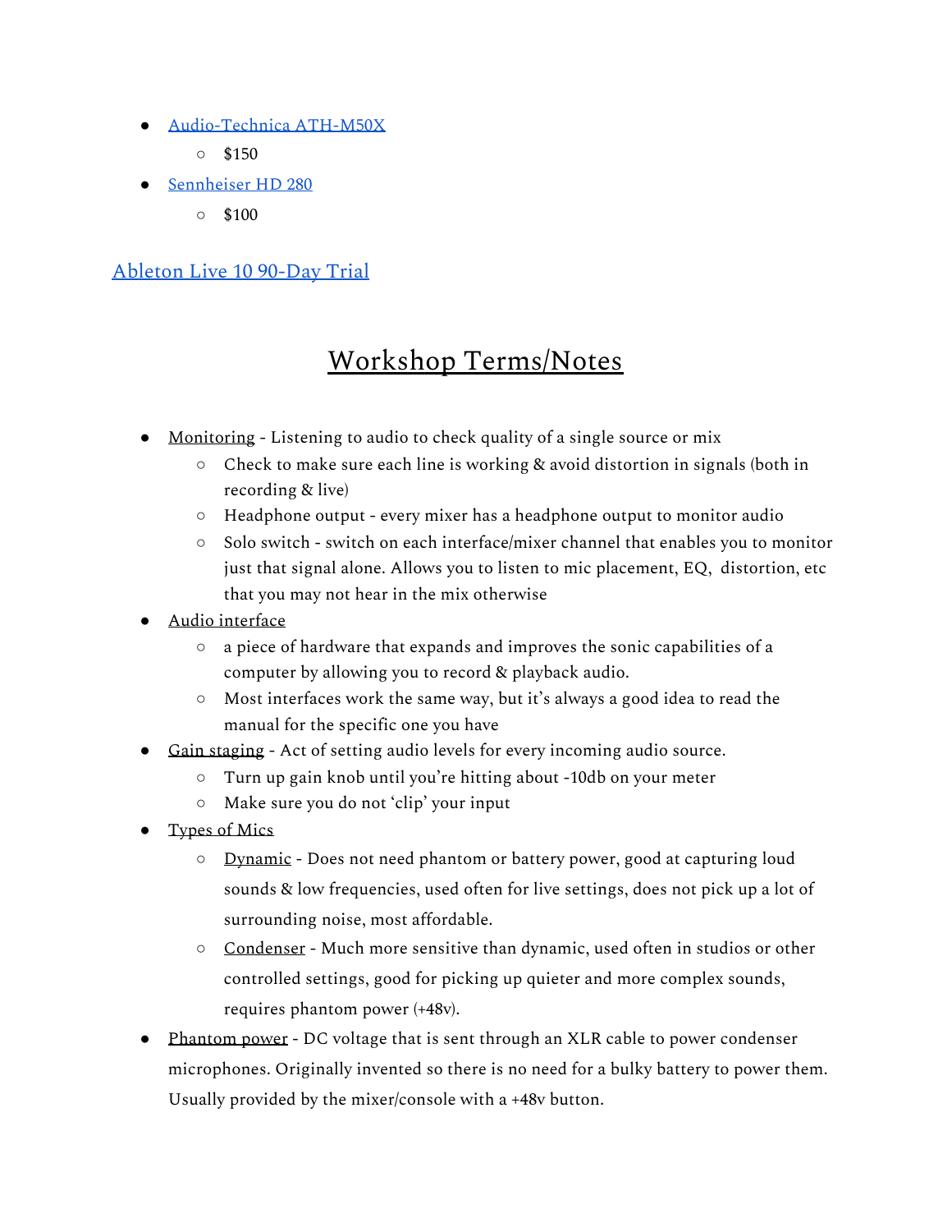- Audio-Technica ATH-M50X
  - $150
- Sennheiser HD 280
  - $100

Ableton Live 10 90-Day Trial

# Workshop Terms/Notes

- Monitoring - Listening to audio to check quality of a single source or mix
  - Check to make sure each line is working & avoid distortion in signals (both in recording & live)
  - Headphone output - every mixer has a headphone output to monitor audio
  - Solo switch - switch on each interface/mixer channel that enables you to monitor just that signal alone. Allows you to listen to mic placement, EQ, distortion, etc that you may not hear in the mix otherwise
- Audio interface
  - a piece of hardware that expands and improves the sonic capabilities of a computer by allowing you to record & playback audio.
  - Most interfaces work the same way, but it's always a good idea to read the manual for the specific one you have
- Gain staging - Act of setting audio levels for every incoming audio source.
  - Turn up gain knob until you're hitting about -10db on your meter
  - Make sure you do not 'clip' your input
- Types of Mics
  - Dynamic - Does not need phantom or battery power, good at capturing loud sounds & low frequencies, used often for live settings, does not pick up a lot of surrounding noise, most affordable.
  - Condenser - Much more sensitive than dynamic, used often in studios or other controlled settings, good for picking up quieter and more complex sounds, requires phantom power (+48v).
- Phantom power - DC voltage that is sent through an XLR cable to power condenser microphones. Originally invented so there is no need for a bulky battery to power them. Usually provided by the mixer/console with a +48v button.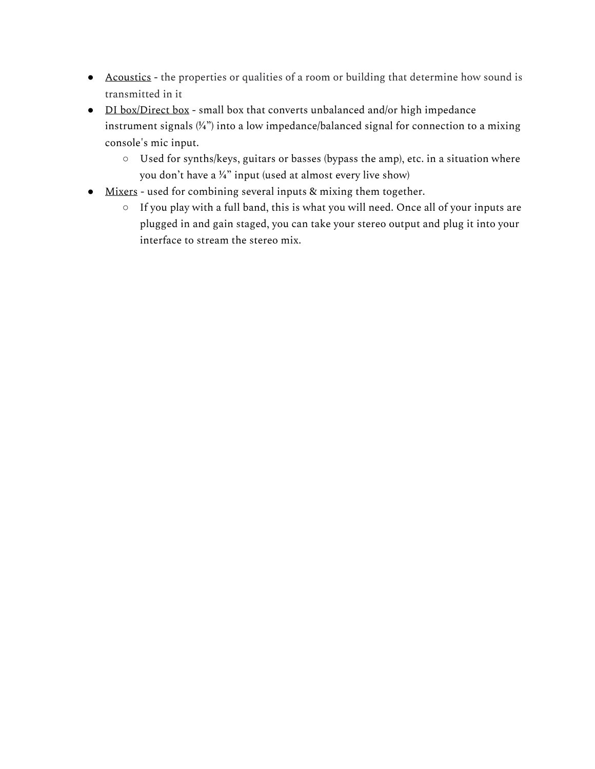- Acoustics - the properties or qualities of a room or building that determine how sound is transmitted in it
- DI box/Direct box - small box that converts unbalanced and/or high impedance instrument signals (¼") into a low impedance/balanced signal for connection to a mixing console's mic input.
  - Used for synths/keys, guitars or basses (bypass the amp), etc. in a situation where you don't have a ¼" input (used at almost every live show)
- Mixers - used for combining several inputs & mixing them together.
  - If you play with a full band, this is what you will need. Once all of your inputs are plugged in and gain staged, you can take your stereo output and plug it into your interface to stream the stereo mix.